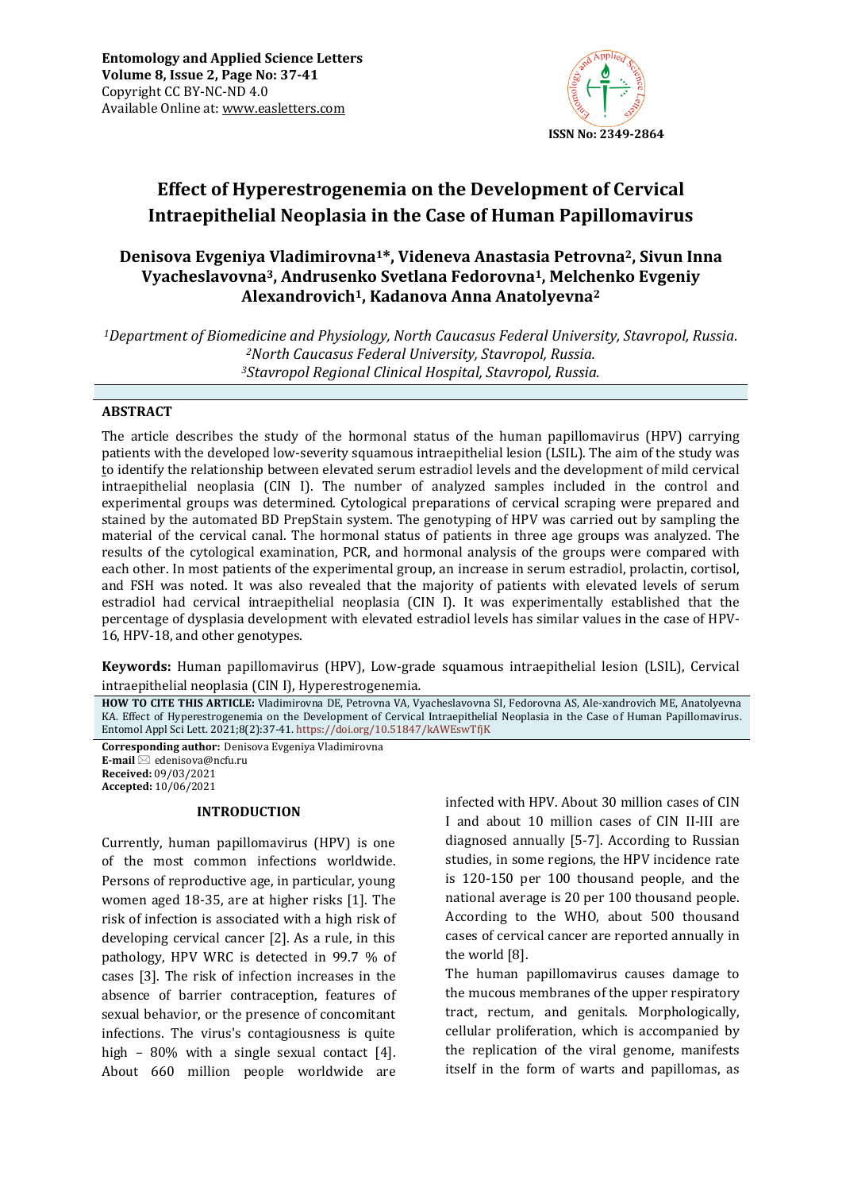Entomology and Applied Science Letters
Volume 8, Issue 2, Page No: 37-41
Copyright CC BY-NC-ND 4.0
Available Online at: www.easletters.com

ISSN No: 2349-2864

# Effect of Hyperestrogenemia on the Development of Cervical Intraepithelial Neoplasia in the Case of Human Papillomavirus

**Denisova Evgeniya Vladimirovna[1]*, Videneva Anastasia Petrovna[2], Sivun Inna Vyacheslavovna[3], Andrusenko Svetlana Fedorovna[1], Melchenko Evgeniy Alexandrovich[1], Kadanova Anna Anatolyevna[2]**

*[1]Department of Biomedicine and Physiology, North Caucasus Federal University, Stavropol, Russia.*
*[2]North Caucasus Federal University, Stavropol, Russia.*
*[3]Stavropol Regional Clinical Hospital, Stavropol, Russia.*

## ABSTRACT

The article describes the study of the hormonal status of the human papillomavirus (HPV) carrying patients with the developed low-severity squamous intraepithelial lesion (LSIL). The aim of the study was to identify the relationship between elevated serum estradiol levels and the development of mild cervical intraepithelial neoplasia (CIN I). The number of analyzed samples included in the control and experimental groups was determined. Cytological preparations of cervical scraping were prepared and stained by the automated BD PrepStain system. The genotyping of HPV was carried out by sampling the material of the cervical canal. The hormonal status of patients in three age groups was analyzed. The results of the cytological examination, PCR, and hormonal analysis of the groups were compared with each other. In most patients of the experimental group, an increase in serum estradiol, prolactin, cortisol, and FSH was noted. It was also revealed that the majority of patients with elevated levels of serum estradiol had cervical intraepithelial neoplasia (CIN I). It was experimentally established that the percentage of dysplasia development with elevated estradiol levels has similar values in the case of HPV-16, HPV-18, and other genotypes.

**Keywords:** Human papillomavirus (HPV), Low-grade squamous intraepithelial lesion (LSIL), Cervical intraepithelial neoplasia (CIN I), Hyperestrogenemia.

**HOW TO CITE THIS ARTICLE:** Vladimirovna DE, Petrovna VA, Vyacheslavovna SI, Fedorovna AS, Ale-xandrovich ME, Anatolyevna KA. Effect of Hyperestrogenemia on the Development of Cervical Intraepithelial Neoplasia in the Case of Human Papillomavirus. Entomol Appl Sci Lett. 2021;8(2):37-41. https://doi.org/10.51847/kAWEswTfjK

**Corresponding author:** Denisova Evgeniya Vladimirovna
**E-mail** edenisova@ncfu.ru
**Received:** 09/03/2021
**Accepted:** 10/06/2021

## INTRODUCTION

Currently, human papillomavirus (HPV) is one of the most common infections worldwide. Persons of reproductive age, in particular, young women aged 18-35, are at higher risks [1]. The risk of infection is associated with a high risk of developing cervical cancer [2]. As a rule, in this pathology, HPV WRC is detected in 99.7 % of cases [3]. The risk of infection increases in the absence of barrier contraception, features of sexual behavior, or the presence of concomitant infections. The virus's contagiousness is quite high – 80% with a single sexual contact [4]. About 660 million people worldwide are infected with HPV. About 30 million cases of CIN I and about 10 million cases of CIN II-III are diagnosed annually [5-7]. According to Russian studies, in some regions, the HPV incidence rate is 120-150 per 100 thousand people, and the national average is 20 per 100 thousand people. According to the WHO, about 500 thousand cases of cervical cancer are reported annually in the world [8].

The human papillomavirus causes damage to the mucous membranes of the upper respiratory tract, rectum, and genitals. Morphologically, cellular proliferation, which is accompanied by the replication of the viral genome, manifests itself in the form of warts and papillomas, as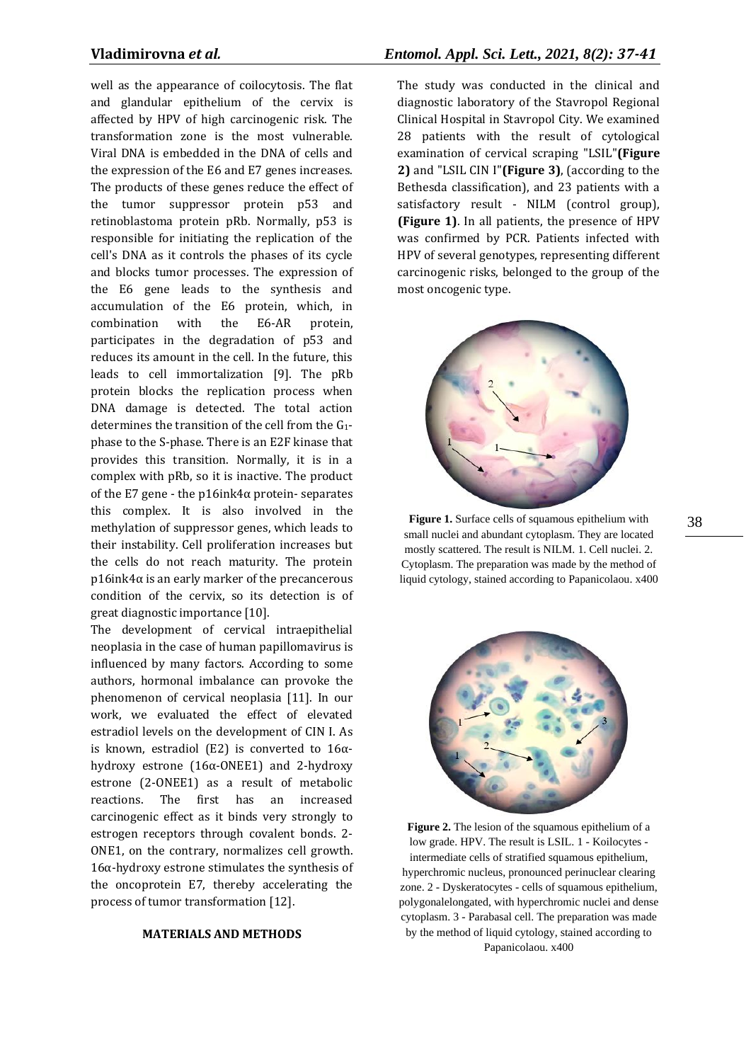well as the appearance of coilocytosis. The flat and glandular epithelium of the cervix is affected by HPV of high carcinogenic risk. The transformation zone is the most vulnerable. Viral DNA is embedded in the DNA of cells and the expression of the E6 and E7 genes increases. The products of these genes reduce the effect of the tumor suppressor protein p53 and retinoblastoma protein pRb. Normally, p53 is responsible for initiating the replication of the cell's DNA as it controls the phases of its cycle and blocks tumor processes. The expression of the E6 gene leads to the synthesis and accumulation of the E6 protein, which, in combination with the E6-AR protein, participates in the degradation of p53 and reduces its amount in the cell. In the future, this leads to cell immortalization [9]. The pRb protein blocks the replication process when DNA damage is detected. The total action determines the transition of the cell from the $G_1$-phase to the S-phase. There is an E2F kinase that provides this transition. Normally, it is in a complex with pRb, so it is inactive. The product of the E7 gene - the p16ink4α protein- separates this complex. It is also involved in the methylation of suppressor genes, which leads to their instability. Cell proliferation increases but the cells do not reach maturity. The protein p16ink4α is an early marker of the precancerous condition of the cervix, so its detection is of great diagnostic importance [10].

The development of cervical intraepithelial neoplasia in the case of human papillomavirus is influenced by many factors. According to some authors, hormonal imbalance can provoke the phenomenon of cervical neoplasia [11]. In our work, we evaluated the effect of elevated estradiol levels on the development of CIN I. As is known, estradiol (E2) is converted to 16α-hydroxy estrone (16α-ONEE1) and 2-hydroxy estrone (2-ONEE1) as a result of metabolic reactions. The first has an increased carcinogenic effect as it binds very strongly to estrogen receptors through covalent bonds. 2-ONE1, on the contrary, normalizes cell growth. 16α-hydroxy estrone stimulates the synthesis of the oncoprotein E7, thereby accelerating the process of tumor transformation [12].

## MATERIALS AND METHODS

The study was conducted in the clinical and diagnostic laboratory of the Stavropol Regional Clinical Hospital in Stavropol City. We examined 28 patients with the result of cytological examination of cervical scraping "LSIL"**(Figure 2)** and "LSIL CIN I"**(Figure 3)**, (according to the Bethesda classification), and 23 patients with a satisfactory result - NILM (control group), **(Figure 1)**. In all patients, the presence of HPV was confirmed by PCR. Patients infected with HPV of several genotypes, representing different carcinogenic risks, belonged to the group of the most oncogenic type.

**Figure 1.** Surface cells of squamous epithelium with small nuclei and abundant cytoplasm. They are located mostly scattered. The result is NILM. 1. Cell nuclei. 2. Cytoplasm. The preparation was made by the method of liquid cytology, stained according to Papanicolaou. x400

**Figure 2.** The lesion of the squamous epithelium of a low grade. HPV. The result is LSIL. 1 - Koilocytes - intermediate cells of stratified squamous epithelium, hyperchromic nucleus, pronounced perinuclear clearing zone. 2 - Dyskeratocytes - cells of squamous epithelium, polygonalelongated, with hyperchromic nuclei and dense cytoplasm. 3 - Parabasal cell. The preparation was made by the method of liquid cytology, stained according to Papanicolaou. x400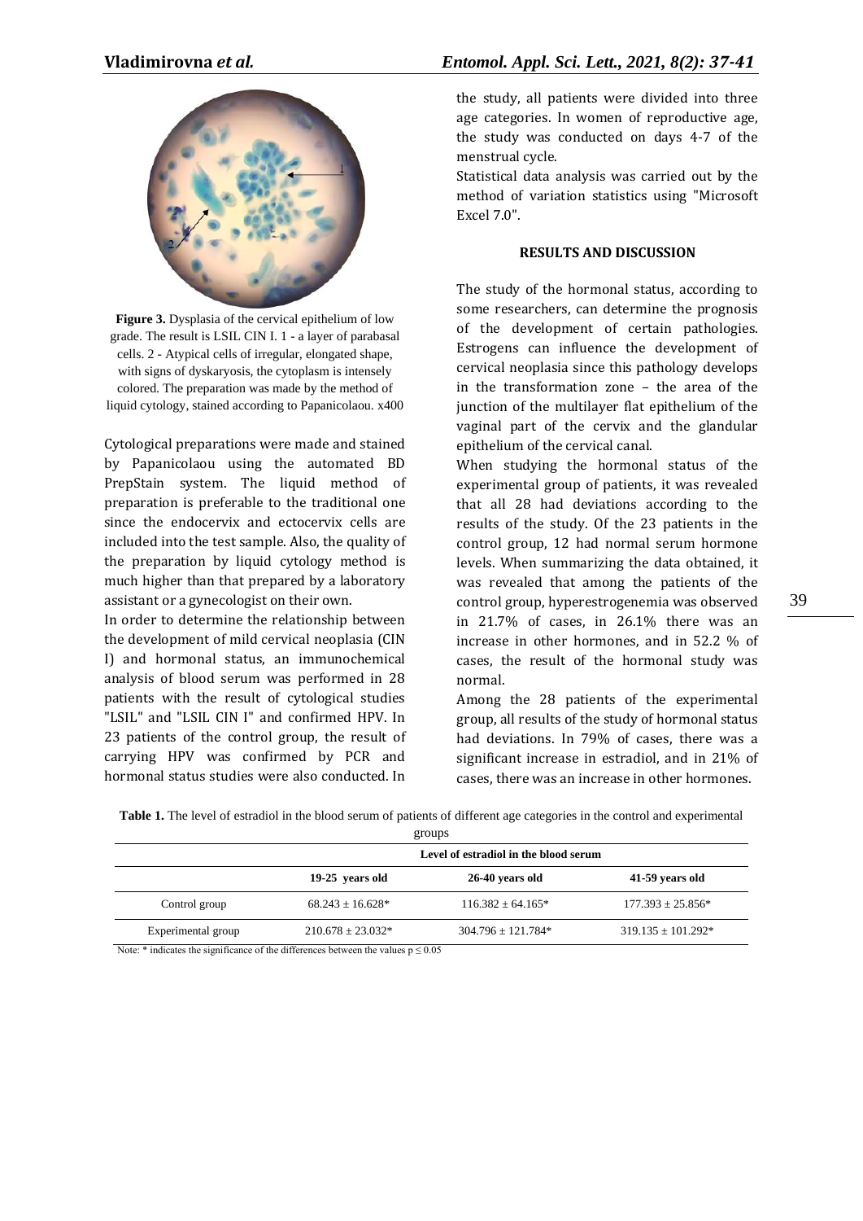**Figure 3.** Dysplasia of the cervical epithelium of low grade. The result is LSIL CIN I. 1 - a layer of parabasal cells. 2 - Atypical cells of irregular, elongated shape, with signs of dyskaryosis, the cytoplasm is intensely colored. The preparation was made by the method of liquid cytology, stained according to Papanicolaou. x400

Cytological preparations were made and stained by Papanicolaou using the automated BD PrepStain system. The liquid method of preparation is preferable to the traditional one since the endocervix and ectocervix cells are included into the test sample. Also, the quality of the preparation by liquid cytology method is much higher than that prepared by a laboratory assistant or a gynecologist on their own.

In order to determine the relationship between the development of mild cervical neoplasia (CIN I) and hormonal status, an immunochemical analysis of blood serum was performed in 28 patients with the result of cytological studies "LSIL" and "LSIL CIN I" and confirmed HPV. In 23 patients of the control group, the result of carrying HPV was confirmed by PCR and hormonal status studies were also conducted. In the study, all patients were divided into three age categories. In women of reproductive age, the study was conducted on days 4-7 of the menstrual cycle.

Statistical data analysis was carried out by the method of variation statistics using "Microsoft Excel 7.0".

## RESULTS AND DISCUSSION

The study of the hormonal status, according to some researchers, can determine the prognosis of the development of certain pathologies. Estrogens can influence the development of cervical neoplasia since this pathology develops in the transformation zone – the area of the junction of the multilayer flat epithelium of the vaginal part of the cervix and the glandular epithelium of the cervical canal.

When studying the hormonal status of the experimental group of patients, it was revealed that all 28 had deviations according to the results of the study. Of the 23 patients in the control group, 12 had normal serum hormone levels. When summarizing the data obtained, it was revealed that among the patients of the control group, hyperestrogenemia was observed in 21.7% of cases, in 26.1% there was an increase in other hormones, and in 52.2 % of cases, the result of the hormonal study was normal.

Among the 28 patients of the experimental group, all results of the study of hormonal status had deviations. In 79% of cases, there was a significant increase in estradiol, and in 21% of cases, there was an increase in other hormones.

**Table 1.** The level of estradiol in the blood serum of patients of different age categories in the control and experimental groups

| | Level of estradiol in the blood serum | | |
|---|---|---|---|
| | **19-25 years old** | **26-40 years old** | **41-59 years old** |
| Control group | 68.243 ± 16.628* | 116.382 ± 64.165* | 177.393 ± 25.856* |
| Experimental group | 210.678 ± 23.032* | 304.796 ± 121.784* | 319.135 ± 101.292* |

Note: * indicates the significance of the differences between the values $p \leq 0.05$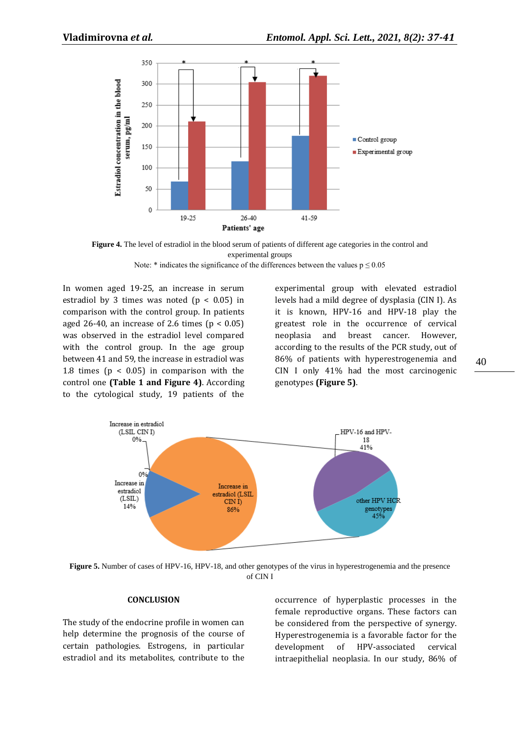**Figure 4.** The level of estradiol in the blood serum of patients of different age categories in the control and experimental groups

Note: * indicates the significance of the differences between the values $p \leq 0.05$

In women aged 19-25, an increase in serum estradiol by 3 times was noted ($p < 0.05$) in comparison with the control group. In patients aged 26-40, an increase of 2.6 times ($p < 0.05$) was observed in the estradiol level compared with the control group. In the age group between 41 and 59, the increase in estradiol was 1.8 times ($p < 0.05$) in comparison with the control one **(Table 1 and Figure 4)**. According to the cytological study, 19 patients of the experimental group with elevated estradiol levels had a mild degree of dysplasia (CIN I). As it is known, HPV-16 and HPV-18 play the greatest role in the occurrence of cervical neoplasia and breast cancer. However, according to the results of the PCR study, out of 86% of patients with hyperestrogenemia and CIN I only 41% had the most carcinogenic genotypes **(Figure 5)**.

**Figure 5.** Number of cases of HPV-16, HPV-18, and other genotypes of the virus in hyperestrogenemia and the presence of CIN I

## CONCLUSION

The study of the endocrine profile in women can help determine the prognosis of the course of certain pathologies. Estrogens, in particular estradiol and its metabolites, contribute to the occurrence of hyperplastic processes in the female reproductive organs. These factors can be considered from the perspective of synergy. Hyperestrogenemia is a favorable factor for the development of HPV-associated cervical intraepithelial neoplasia. In our study, 86% of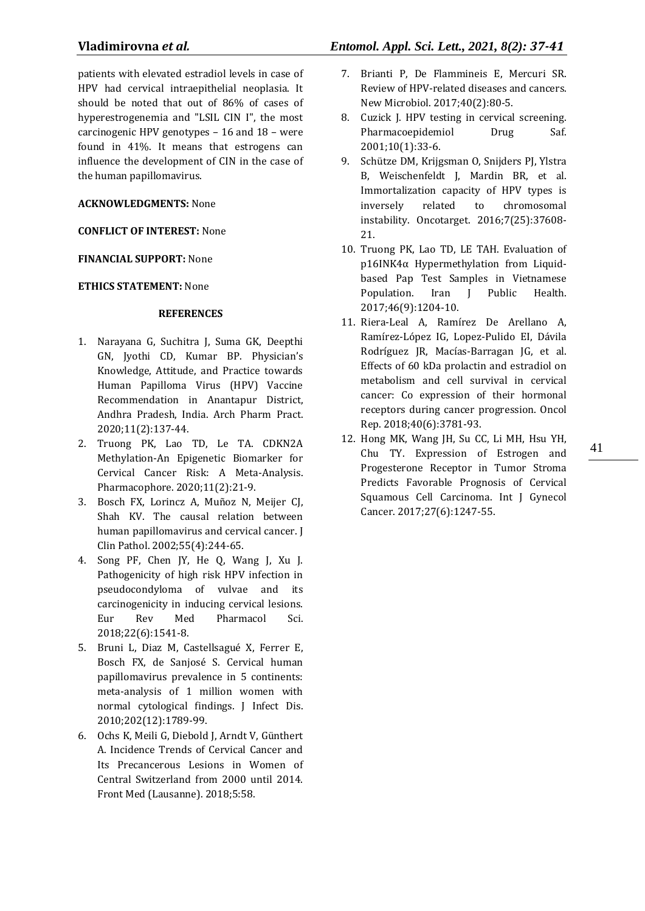patients with elevated estradiol levels in case of HPV had cervical intraepithelial neoplasia. It should be noted that out of 86% of cases of hyperestrogenemia and "LSIL CIN I", the most carcinogenic HPV genotypes – 16 and 18 – were found in 41%. It means that estrogens can influence the development of CIN in the case of the human papillomavirus.

**ACKNOWLEDGMENTS:** None

**CONFLICT OF INTEREST:** None

**FINANCIAL SUPPORT:** None

**ETHICS STATEMENT:** None

## REFERENCES

1. Narayana G, Suchitra J, Suma GK, Deepthi GN, Jyothi CD, Kumar BP. Physician's Knowledge, Attitude, and Practice towards Human Papilloma Virus (HPV) Vaccine Recommendation in Anantapur District, Andhra Pradesh, India. Arch Pharm Pract. 2020;11(2):137-44.
2. Truong PK, Lao TD, Le TA. CDKN2A Methylation-An Epigenetic Biomarker for Cervical Cancer Risk: A Meta-Analysis. Pharmacophore. 2020;11(2):21-9.
3. Bosch FX, Lorincz A, Muñoz N, Meijer CJ, Shah KV. The causal relation between human papillomavirus and cervical cancer. J Clin Pathol. 2002;55(4):244-65.
4. Song PF, Chen JY, He Q, Wang J, Xu J. Pathogenicity of high risk HPV infection in pseudocondyloma of vulvae and its carcinogenicity in inducing cervical lesions. Eur Rev Med Pharmacol Sci. 2018;22(6):1541-8.
5. Bruni L, Diaz M, Castellsagué X, Ferrer E, Bosch FX, de Sanjosé S. Cervical human papillomavirus prevalence in 5 continents: meta-analysis of 1 million women with normal cytological findings. J Infect Dis. 2010;202(12):1789-99.
6. Ochs K, Meili G, Diebold J, Arndt V, Günthert A. Incidence Trends of Cervical Cancer and Its Precancerous Lesions in Women of Central Switzerland from 2000 until 2014. Front Med (Lausanne). 2018;5:58.
7. Brianti P, De Flammineis E, Mercuri SR. Review of HPV-related diseases and cancers. New Microbiol. 2017;40(2):80-5.
8. Cuzick J. HPV testing in cervical screening. Pharmacoepidemiol Drug Saf. 2001;10(1):33-6.
9. Schütze DM, Krijgsman O, Snijders PJ, Ylstra B, Weischenfeldt J, Mardin BR, et al. Immortalization capacity of HPV types is inversely related to chromosomal instability. Oncotarget. 2016;7(25):37608-21.
10. Truong PK, Lao TD, LE TAH. Evaluation of p16INK4α Hypermethylation from Liquid-based Pap Test Samples in Vietnamese Population. Iran J Public Health. 2017;46(9):1204-10.
11. Riera-Leal A, Ramírez De Arellano A, Ramírez-López IG, Lopez-Pulido EI, Dávila Rodríguez JR, Macías-Barragan JG, et al. Effects of 60 kDa prolactin and estradiol on metabolism and cell survival in cervical cancer: Co expression of their hormonal receptors during cancer progression. Oncol Rep. 2018;40(6):3781-93.
12. Hong MK, Wang JH, Su CC, Li MH, Hsu YH, Chu TY. Expression of Estrogen and Progesterone Receptor in Tumor Stroma Predicts Favorable Prognosis of Cervical Squamous Cell Carcinoma. Int J Gynecol Cancer. 2017;27(6):1247-55.